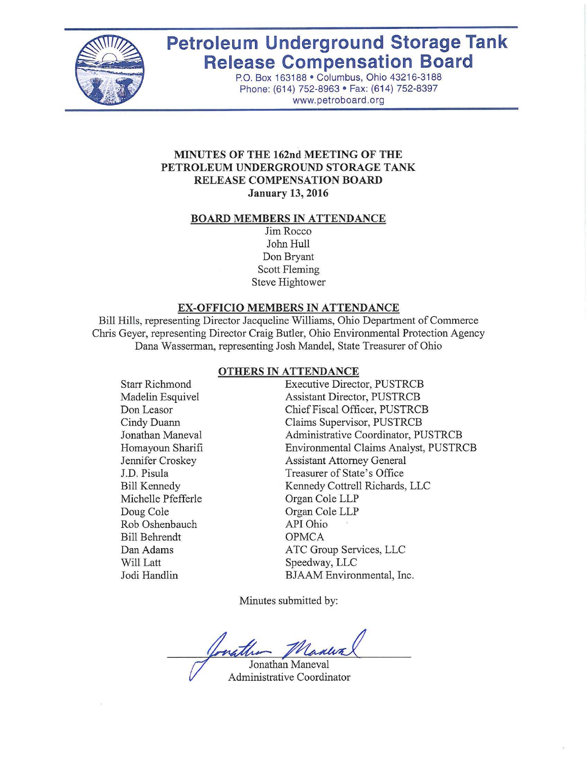# Petroleum Underground Storage Tank Release Compensation Board

P.O. Box 163188 • Columbus, Ohio 43216-3188
Phone: (614) 752-8963 • Fax: (614) 752-8397
www.petroboard.org

## MINUTES OF THE 162nd MEETING OF THE PETROLEUM UNDERGROUND STORAGE TANK RELEASE COMPENSATION BOARD

**January 13, 2016**

### BOARD MEMBERS IN ATTENDANCE

Jim Rocco
John Hull
Don Bryant
Scott Fleming
Steve Hightower

### EX-OFFICIO MEMBERS IN ATTENDANCE

Bill Hills, representing Director Jacqueline Williams, Ohio Department of Commerce
Chris Geyer, representing Director Craig Butler, Ohio Environmental Protection Agency
Dana Wasserman, representing Josh Mandel, State Treasurer of Ohio

### OTHERS IN ATTENDANCE

| | |
|---|---|
| Starr Richmond | Executive Director, PUSTRCB |
| Madelin Esquivel | Assistant Director, PUSTRCB |
| Don Leasor | Chief Fiscal Officer, PUSTRCB |
| Cindy Duann | Claims Supervisor, PUSTRCB |
| Jonathan Maneval | Administrative Coordinator, PUSTRCB |
| Homayoun Sharifi | Environmental Claims Analyst, PUSTRCB |
| Jennifer Croskey | Assistant Attorney General |
| J.D. Pisula | Treasurer of State's Office |
| Bill Kennedy | Kennedy Cottrell Richards, LLC |
| Michelle Pfefferle | Organ Cole LLP |
| Doug Cole | Organ Cole LLP |
| Rob Oshenbauch | API Ohio |
| Bill Behrendt | OPMCA |
| Dan Adams | ATC Group Services, LLC |
| Will Latt | Speedway, LLC |
| Jodi Handlin | BJAAM Environmental, Inc. |

Minutes submitted by:

Jonathan Maneval
Administrative Coordinator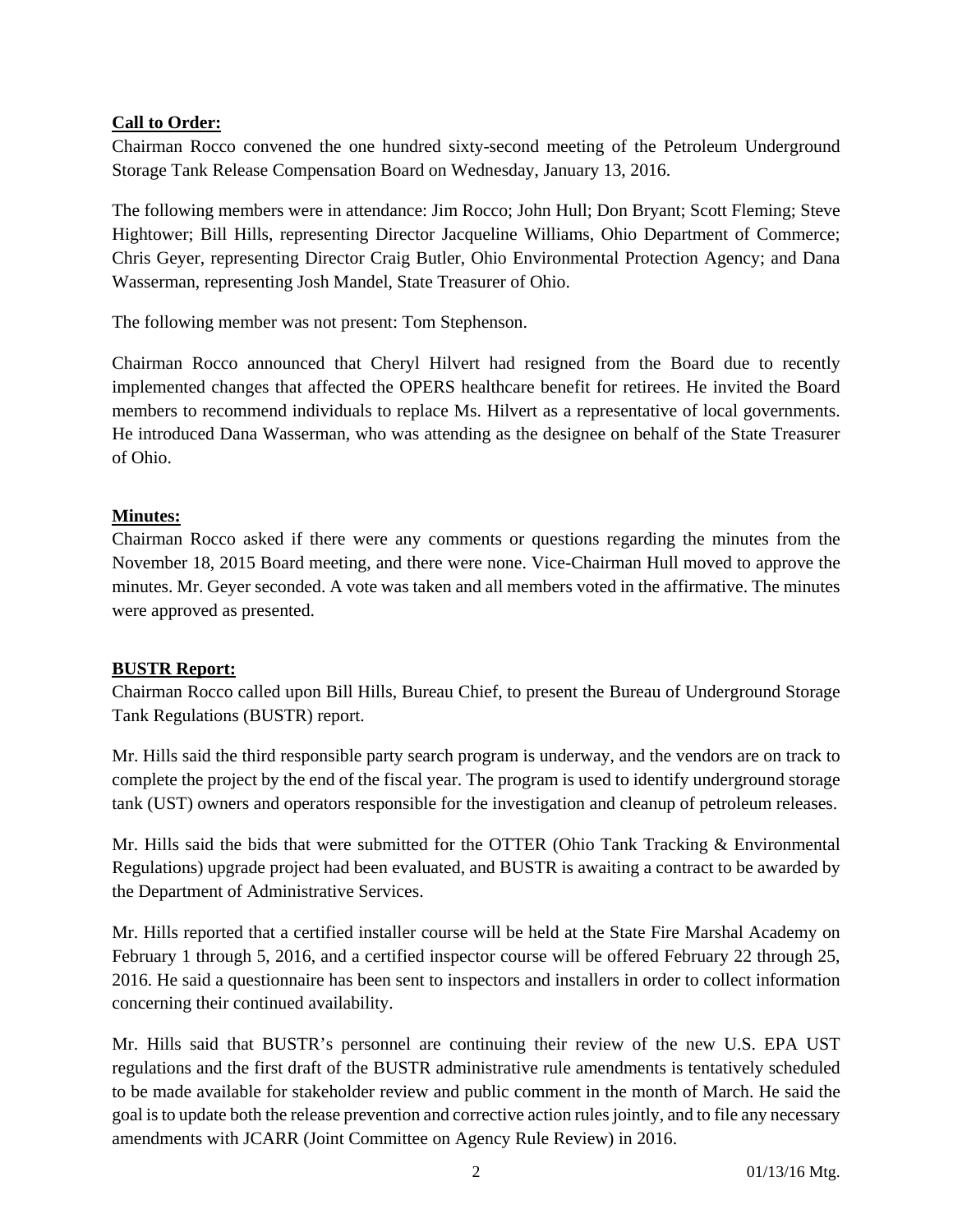**Call to Order:**

Chairman Rocco convened the one hundred sixty-second meeting of the Petroleum Underground Storage Tank Release Compensation Board on Wednesday, January 13, 2016.

The following members were in attendance: Jim Rocco; John Hull; Don Bryant; Scott Fleming; Steve Hightower; Bill Hills, representing Director Jacqueline Williams, Ohio Department of Commerce; Chris Geyer, representing Director Craig Butler, Ohio Environmental Protection Agency; and Dana Wasserman, representing Josh Mandel, State Treasurer of Ohio.

The following member was not present: Tom Stephenson.

Chairman Rocco announced that Cheryl Hilvert had resigned from the Board due to recently implemented changes that affected the OPERS healthcare benefit for retirees. He invited the Board members to recommend individuals to replace Ms. Hilvert as a representative of local governments. He introduced Dana Wasserman, who was attending as the designee on behalf of the State Treasurer of Ohio.

**Minutes:**

Chairman Rocco asked if there were any comments or questions regarding the minutes from the November 18, 2015 Board meeting, and there were none. Vice-Chairman Hull moved to approve the minutes. Mr. Geyer seconded. A vote was taken and all members voted in the affirmative. The minutes were approved as presented.

**BUSTR Report:**

Chairman Rocco called upon Bill Hills, Bureau Chief, to present the Bureau of Underground Storage Tank Regulations (BUSTR) report.

Mr. Hills said the third responsible party search program is underway, and the vendors are on track to complete the project by the end of the fiscal year. The program is used to identify underground storage tank (UST) owners and operators responsible for the investigation and cleanup of petroleum releases.

Mr. Hills said the bids that were submitted for the OTTER (Ohio Tank Tracking & Environmental Regulations) upgrade project had been evaluated, and BUSTR is awaiting a contract to be awarded by the Department of Administrative Services.

Mr. Hills reported that a certified installer course will be held at the State Fire Marshal Academy on February 1 through 5, 2016, and a certified inspector course will be offered February 22 through 25, 2016. He said a questionnaire has been sent to inspectors and installers in order to collect information concerning their continued availability.

Mr. Hills said that BUSTR's personnel are continuing their review of the new U.S. EPA UST regulations and the first draft of the BUSTR administrative rule amendments is tentatively scheduled to be made available for stakeholder review and public comment in the month of March. He said the goal is to update both the release prevention and corrective action rules jointly, and to file any necessary amendments with JCARR (Joint Committee on Agency Rule Review) in 2016.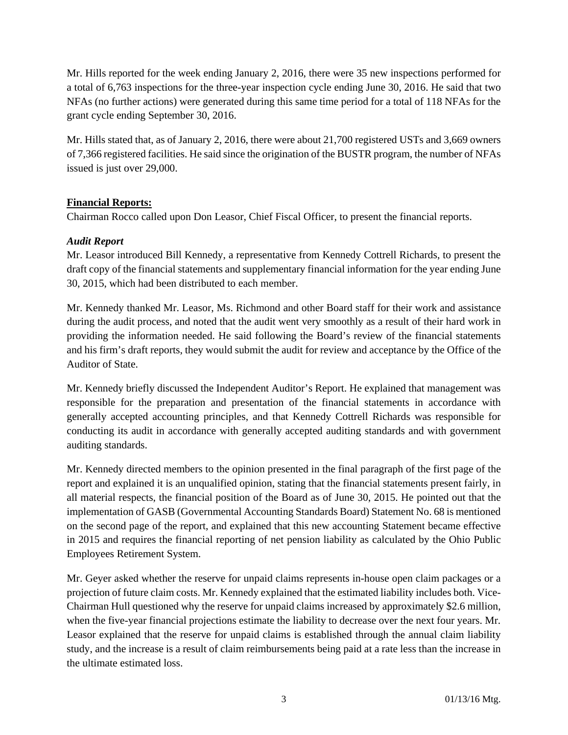Mr. Hills reported for the week ending January 2, 2016, there were 35 new inspections performed for a total of 6,763 inspections for the three-year inspection cycle ending June 30, 2016. He said that two NFAs (no further actions) were generated during this same time period for a total of 118 NFAs for the grant cycle ending September 30, 2016.

Mr. Hills stated that, as of January 2, 2016, there were about 21,700 registered USTs and 3,669 owners of 7,366 registered facilities. He said since the origination of the BUSTR program, the number of NFAs issued is just over 29,000.

**Financial Reports:**

Chairman Rocco called upon Don Leasor, Chief Fiscal Officer, to present the financial reports.

***Audit Report***

Mr. Leasor introduced Bill Kennedy, a representative from Kennedy Cottrell Richards, to present the draft copy of the financial statements and supplementary financial information for the year ending June 30, 2015, which had been distributed to each member.

Mr. Kennedy thanked Mr. Leasor, Ms. Richmond and other Board staff for their work and assistance during the audit process, and noted that the audit went very smoothly as a result of their hard work in providing the information needed. He said following the Board's review of the financial statements and his firm's draft reports, they would submit the audit for review and acceptance by the Office of the Auditor of State.

Mr. Kennedy briefly discussed the Independent Auditor's Report. He explained that management was responsible for the preparation and presentation of the financial statements in accordance with generally accepted accounting principles, and that Kennedy Cottrell Richards was responsible for conducting its audit in accordance with generally accepted auditing standards and with government auditing standards.

Mr. Kennedy directed members to the opinion presented in the final paragraph of the first page of the report and explained it is an unqualified opinion, stating that the financial statements present fairly, in all material respects, the financial position of the Board as of June 30, 2015. He pointed out that the implementation of GASB (Governmental Accounting Standards Board) Statement No. 68 is mentioned on the second page of the report, and explained that this new accounting Statement became effective in 2015 and requires the financial reporting of net pension liability as calculated by the Ohio Public Employees Retirement System.

Mr. Geyer asked whether the reserve for unpaid claims represents in-house open claim packages or a projection of future claim costs. Mr. Kennedy explained that the estimated liability includes both. Vice-Chairman Hull questioned why the reserve for unpaid claims increased by approximately $2.6 million, when the five-year financial projections estimate the liability to decrease over the next four years. Mr. Leasor explained that the reserve for unpaid claims is established through the annual claim liability study, and the increase is a result of claim reimbursements being paid at a rate less than the increase in the ultimate estimated loss.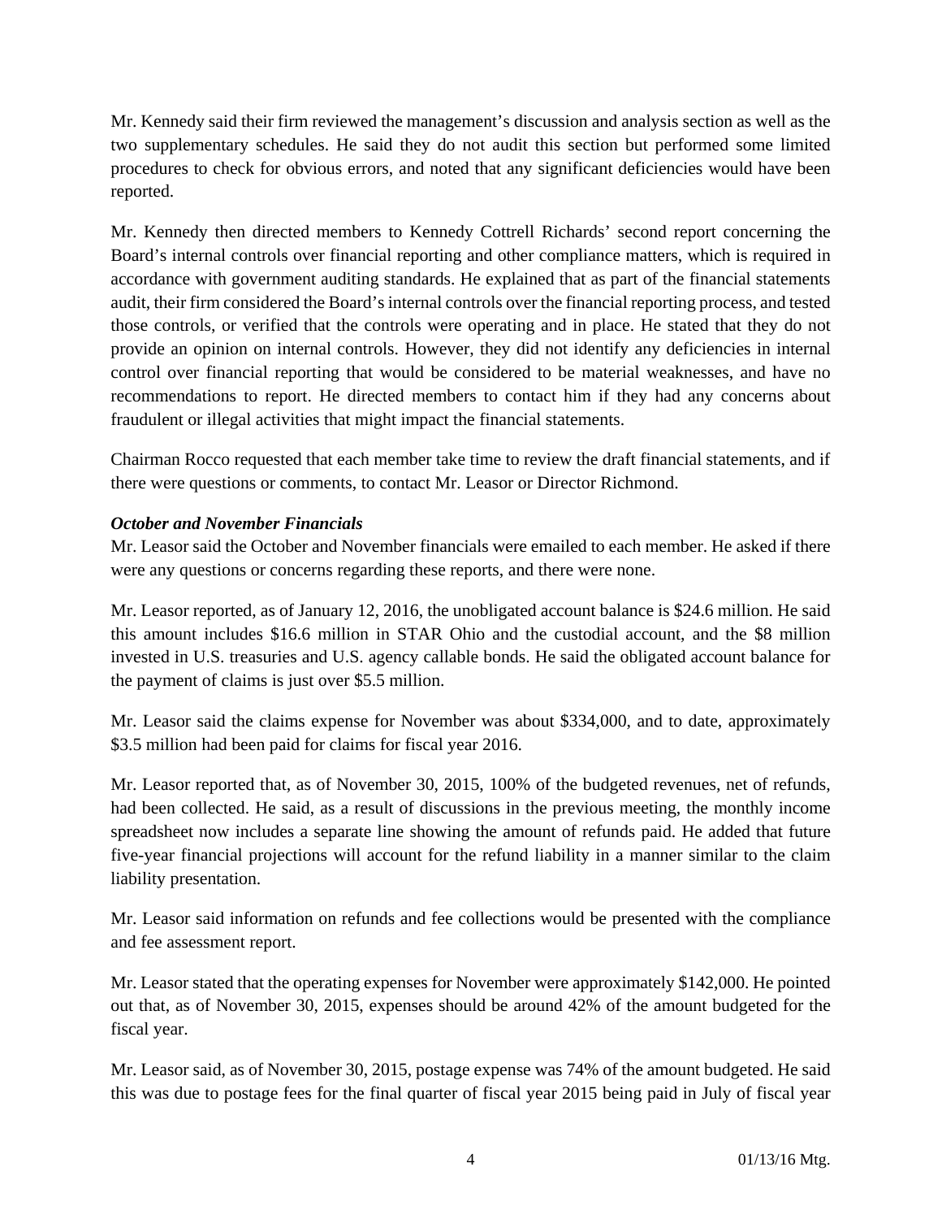Mr. Kennedy said their firm reviewed the management's discussion and analysis section as well as the two supplementary schedules. He said they do not audit this section but performed some limited procedures to check for obvious errors, and noted that any significant deficiencies would have been reported.

Mr. Kennedy then directed members to Kennedy Cottrell Richards' second report concerning the Board's internal controls over financial reporting and other compliance matters, which is required in accordance with government auditing standards. He explained that as part of the financial statements audit, their firm considered the Board's internal controls over the financial reporting process, and tested those controls, or verified that the controls were operating and in place. He stated that they do not provide an opinion on internal controls. However, they did not identify any deficiencies in internal control over financial reporting that would be considered to be material weaknesses, and have no recommendations to report. He directed members to contact him if they had any concerns about fraudulent or illegal activities that might impact the financial statements.

Chairman Rocco requested that each member take time to review the draft financial statements, and if there were questions or comments, to contact Mr. Leasor or Director Richmond.

***October and November Financials***

Mr. Leasor said the October and November financials were emailed to each member. He asked if there were any questions or concerns regarding these reports, and there were none.

Mr. Leasor reported, as of January 12, 2016, the unobligated account balance is $24.6 million. He said this amount includes $16.6 million in STAR Ohio and the custodial account, and the $8 million invested in U.S. treasuries and U.S. agency callable bonds. He said the obligated account balance for the payment of claims is just over $5.5 million.

Mr. Leasor said the claims expense for November was about $334,000, and to date, approximately $3.5 million had been paid for claims for fiscal year 2016.

Mr. Leasor reported that, as of November 30, 2015, 100% of the budgeted revenues, net of refunds, had been collected. He said, as a result of discussions in the previous meeting, the monthly income spreadsheet now includes a separate line showing the amount of refunds paid. He added that future five-year financial projections will account for the refund liability in a manner similar to the claim liability presentation.

Mr. Leasor said information on refunds and fee collections would be presented with the compliance and fee assessment report.

Mr. Leasor stated that the operating expenses for November were approximately $142,000. He pointed out that, as of November 30, 2015, expenses should be around 42% of the amount budgeted for the fiscal year.

Mr. Leasor said, as of November 30, 2015, postage expense was 74% of the amount budgeted. He said this was due to postage fees for the final quarter of fiscal year 2015 being paid in July of fiscal year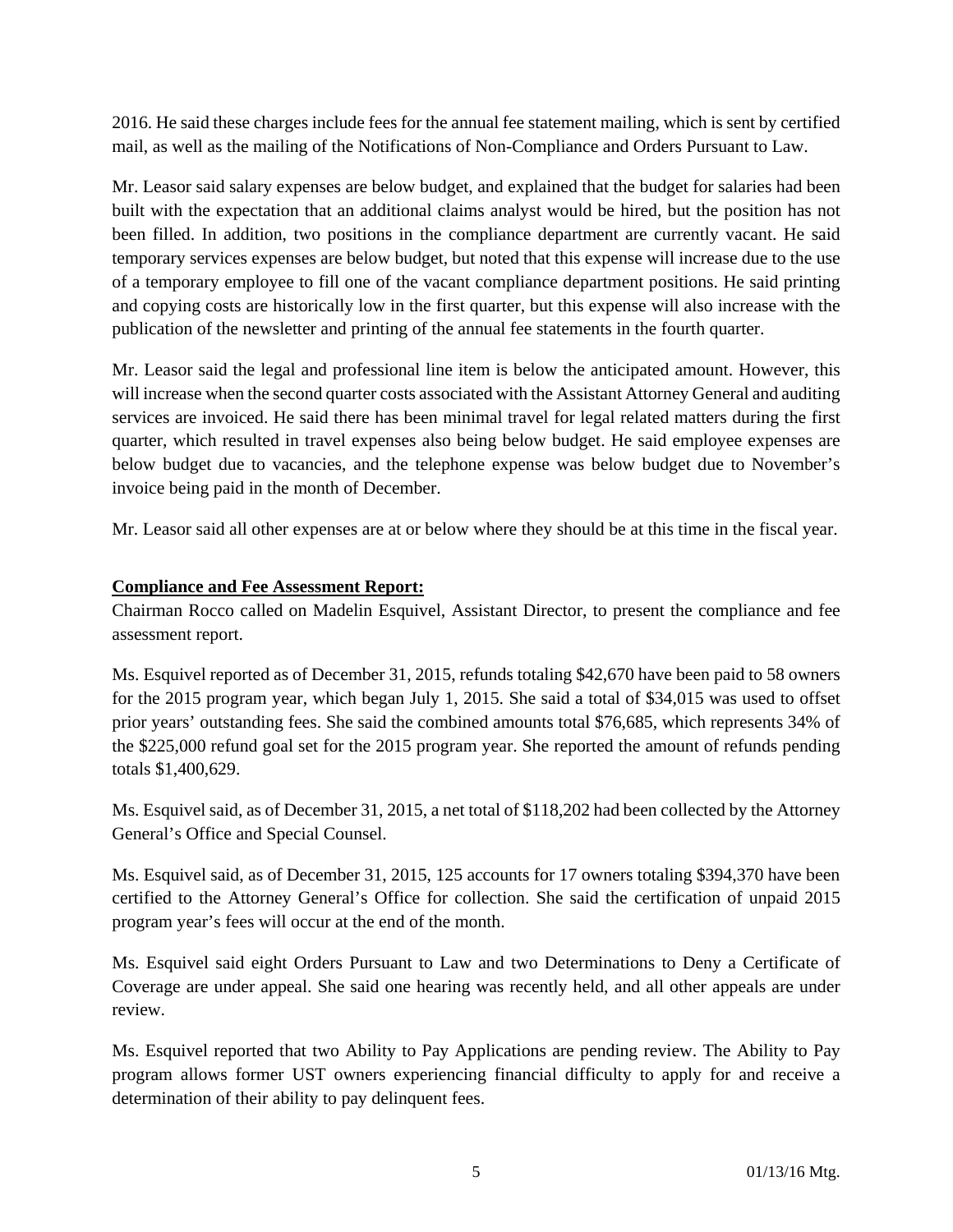2016. He said these charges include fees for the annual fee statement mailing, which is sent by certified mail, as well as the mailing of the Notifications of Non-Compliance and Orders Pursuant to Law.

Mr. Leasor said salary expenses are below budget, and explained that the budget for salaries had been built with the expectation that an additional claims analyst would be hired, but the position has not been filled. In addition, two positions in the compliance department are currently vacant. He said temporary services expenses are below budget, but noted that this expense will increase due to the use of a temporary employee to fill one of the vacant compliance department positions. He said printing and copying costs are historically low in the first quarter, but this expense will also increase with the publication of the newsletter and printing of the annual fee statements in the fourth quarter.

Mr. Leasor said the legal and professional line item is below the anticipated amount. However, this will increase when the second quarter costs associated with the Assistant Attorney General and auditing services are invoiced. He said there has been minimal travel for legal related matters during the first quarter, which resulted in travel expenses also being below budget. He said employee expenses are below budget due to vacancies, and the telephone expense was below budget due to November's invoice being paid in the month of December.

Mr. Leasor said all other expenses are at or below where they should be at this time in the fiscal year.

**Compliance and Fee Assessment Report:**

Chairman Rocco called on Madelin Esquivel, Assistant Director, to present the compliance and fee assessment report.

Ms. Esquivel reported as of December 31, 2015, refunds totaling $42,670 have been paid to 58 owners for the 2015 program year, which began July 1, 2015. She said a total of $34,015 was used to offset prior years' outstanding fees. She said the combined amounts total $76,685, which represents 34% of the $225,000 refund goal set for the 2015 program year. She reported the amount of refunds pending totals $1,400,629.

Ms. Esquivel said, as of December 31, 2015, a net total of $118,202 had been collected by the Attorney General's Office and Special Counsel.

Ms. Esquivel said, as of December 31, 2015, 125 accounts for 17 owners totaling $394,370 have been certified to the Attorney General's Office for collection. She said the certification of unpaid 2015 program year's fees will occur at the end of the month.

Ms. Esquivel said eight Orders Pursuant to Law and two Determinations to Deny a Certificate of Coverage are under appeal. She said one hearing was recently held, and all other appeals are under review.

Ms. Esquivel reported that two Ability to Pay Applications are pending review. The Ability to Pay program allows former UST owners experiencing financial difficulty to apply for and receive a determination of their ability to pay delinquent fees.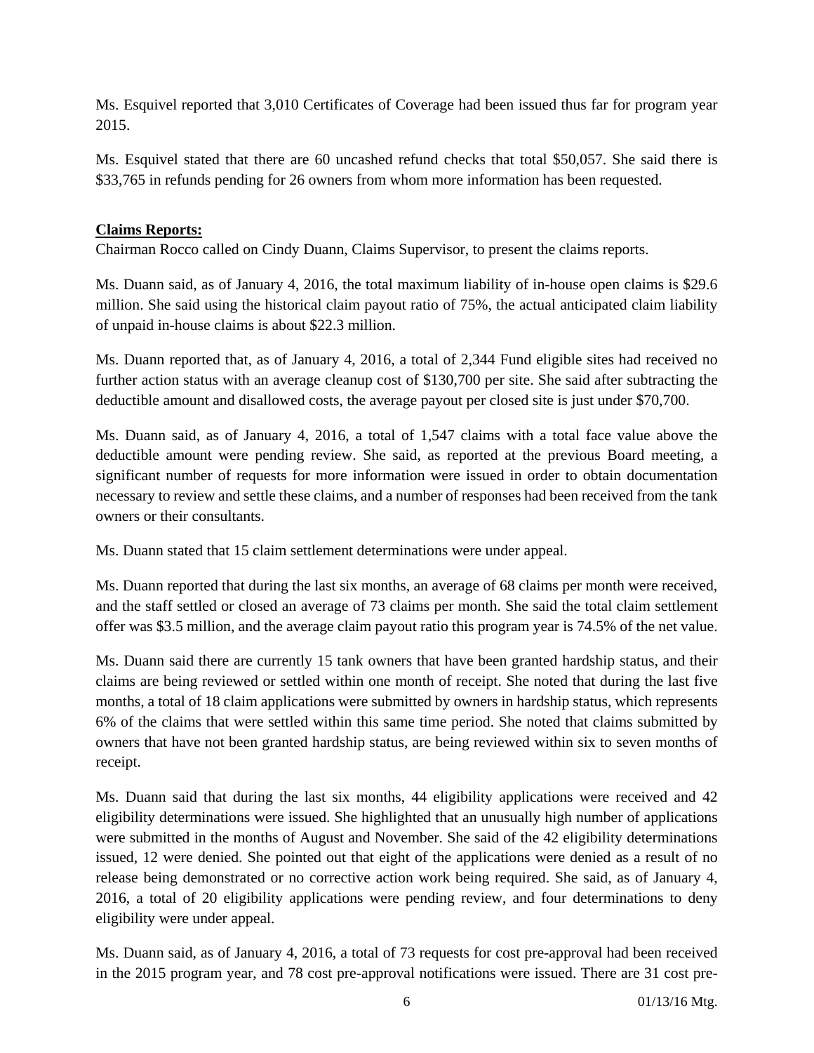Ms. Esquivel reported that 3,010 Certificates of Coverage had been issued thus far for program year 2015.

Ms. Esquivel stated that there are 60 uncashed refund checks that total $50,057. She said there is $33,765 in refunds pending for 26 owners from whom more information has been requested.

**Claims Reports:**

Chairman Rocco called on Cindy Duann, Claims Supervisor, to present the claims reports.

Ms. Duann said, as of January 4, 2016, the total maximum liability of in-house open claims is $29.6 million. She said using the historical claim payout ratio of 75%, the actual anticipated claim liability of unpaid in-house claims is about $22.3 million.

Ms. Duann reported that, as of January 4, 2016, a total of 2,344 Fund eligible sites had received no further action status with an average cleanup cost of $130,700 per site. She said after subtracting the deductible amount and disallowed costs, the average payout per closed site is just under $70,700.

Ms. Duann said, as of January 4, 2016, a total of 1,547 claims with a total face value above the deductible amount were pending review. She said, as reported at the previous Board meeting, a significant number of requests for more information were issued in order to obtain documentation necessary to review and settle these claims, and a number of responses had been received from the tank owners or their consultants.

Ms. Duann stated that 15 claim settlement determinations were under appeal.

Ms. Duann reported that during the last six months, an average of 68 claims per month were received, and the staff settled or closed an average of 73 claims per month. She said the total claim settlement offer was $3.5 million, and the average claim payout ratio this program year is 74.5% of the net value.

Ms. Duann said there are currently 15 tank owners that have been granted hardship status, and their claims are being reviewed or settled within one month of receipt. She noted that during the last five months, a total of 18 claim applications were submitted by owners in hardship status, which represents 6% of the claims that were settled within this same time period. She noted that claims submitted by owners that have not been granted hardship status, are being reviewed within six to seven months of receipt.

Ms. Duann said that during the last six months, 44 eligibility applications were received and 42 eligibility determinations were issued. She highlighted that an unusually high number of applications were submitted in the months of August and November. She said of the 42 eligibility determinations issued, 12 were denied. She pointed out that eight of the applications were denied as a result of no release being demonstrated or no corrective action work being required. She said, as of January 4, 2016, a total of 20 eligibility applications were pending review, and four determinations to deny eligibility were under appeal.

Ms. Duann said, as of January 4, 2016, a total of 73 requests for cost pre-approval had been received in the 2015 program year, and 78 cost pre-approval notifications were issued. There are 31 cost pre-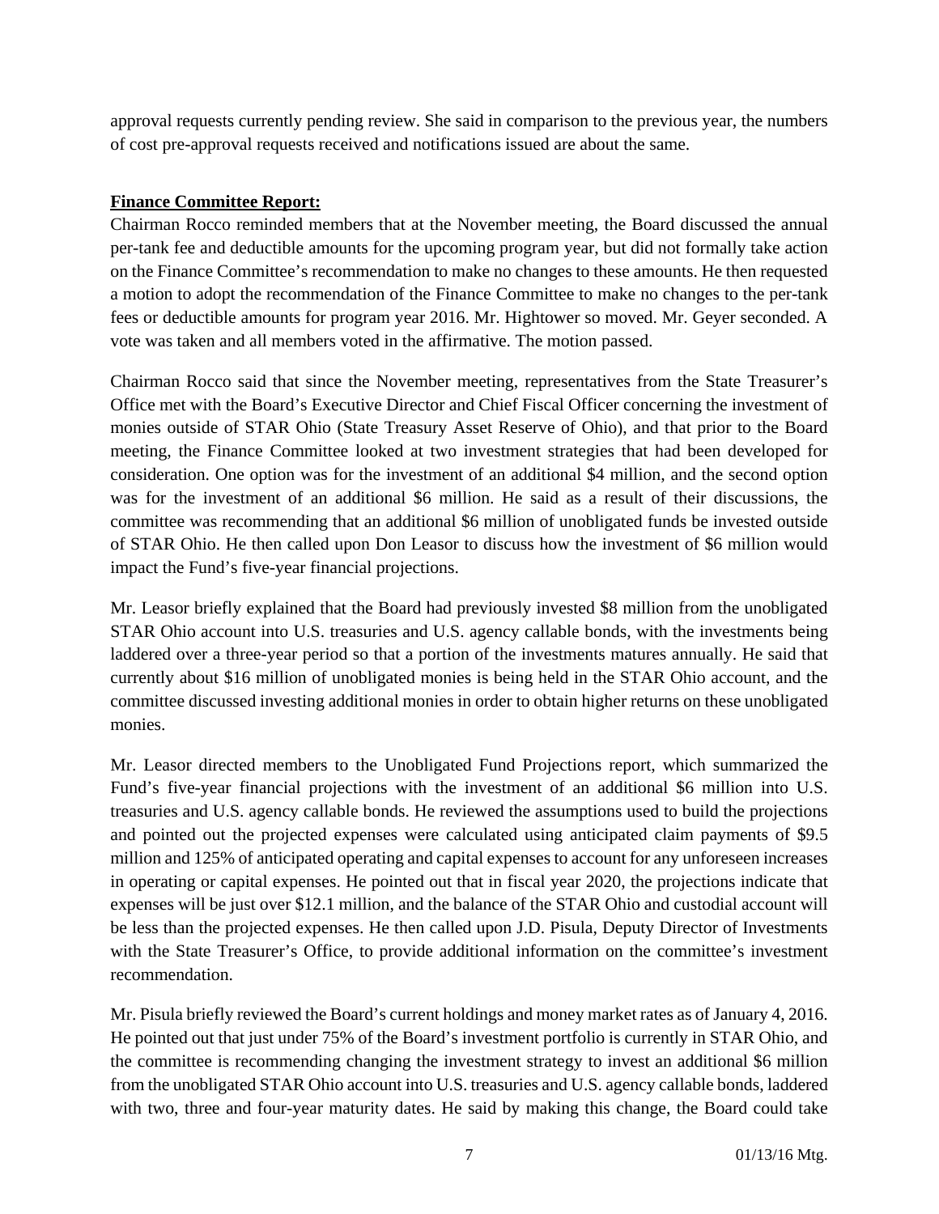approval requests currently pending review. She said in comparison to the previous year, the numbers of cost pre-approval requests received and notifications issued are about the same.

**Finance Committee Report:**

Chairman Rocco reminded members that at the November meeting, the Board discussed the annual per-tank fee and deductible amounts for the upcoming program year, but did not formally take action on the Finance Committee's recommendation to make no changes to these amounts. He then requested a motion to adopt the recommendation of the Finance Committee to make no changes to the per-tank fees or deductible amounts for program year 2016. Mr. Hightower so moved. Mr. Geyer seconded. A vote was taken and all members voted in the affirmative. The motion passed.

Chairman Rocco said that since the November meeting, representatives from the State Treasurer's Office met with the Board's Executive Director and Chief Fiscal Officer concerning the investment of monies outside of STAR Ohio (State Treasury Asset Reserve of Ohio), and that prior to the Board meeting, the Finance Committee looked at two investment strategies that had been developed for consideration. One option was for the investment of an additional $4 million, and the second option was for the investment of an additional $6 million. He said as a result of their discussions, the committee was recommending that an additional $6 million of unobligated funds be invested outside of STAR Ohio. He then called upon Don Leasor to discuss how the investment of $6 million would impact the Fund's five-year financial projections.

Mr. Leasor briefly explained that the Board had previously invested $8 million from the unobligated STAR Ohio account into U.S. treasuries and U.S. agency callable bonds, with the investments being laddered over a three-year period so that a portion of the investments matures annually. He said that currently about $16 million of unobligated monies is being held in the STAR Ohio account, and the committee discussed investing additional monies in order to obtain higher returns on these unobligated monies.

Mr. Leasor directed members to the Unobligated Fund Projections report, which summarized the Fund's five-year financial projections with the investment of an additional $6 million into U.S. treasuries and U.S. agency callable bonds. He reviewed the assumptions used to build the projections and pointed out the projected expenses were calculated using anticipated claim payments of $9.5 million and 125% of anticipated operating and capital expenses to account for any unforeseen increases in operating or capital expenses. He pointed out that in fiscal year 2020, the projections indicate that expenses will be just over $12.1 million, and the balance of the STAR Ohio and custodial account will be less than the projected expenses. He then called upon J.D. Pisula, Deputy Director of Investments with the State Treasurer's Office, to provide additional information on the committee's investment recommendation.

Mr. Pisula briefly reviewed the Board's current holdings and money market rates as of January 4, 2016. He pointed out that just under 75% of the Board's investment portfolio is currently in STAR Ohio, and the committee is recommending changing the investment strategy to invest an additional $6 million from the unobligated STAR Ohio account into U.S. treasuries and U.S. agency callable bonds, laddered with two, three and four-year maturity dates. He said by making this change, the Board could take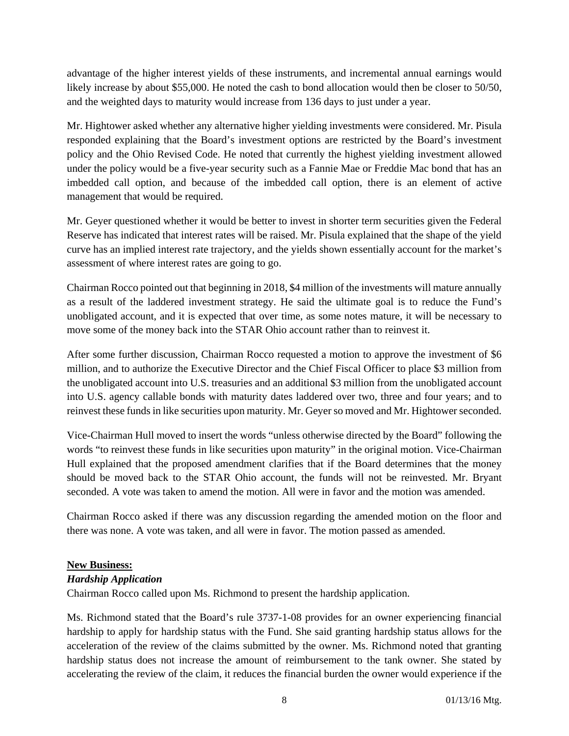advantage of the higher interest yields of these instruments, and incremental annual earnings would likely increase by about $55,000. He noted the cash to bond allocation would then be closer to 50/50, and the weighted days to maturity would increase from 136 days to just under a year.

Mr. Hightower asked whether any alternative higher yielding investments were considered. Mr. Pisula responded explaining that the Board's investment options are restricted by the Board's investment policy and the Ohio Revised Code. He noted that currently the highest yielding investment allowed under the policy would be a five-year security such as a Fannie Mae or Freddie Mac bond that has an imbedded call option, and because of the imbedded call option, there is an element of active management that would be required.

Mr. Geyer questioned whether it would be better to invest in shorter term securities given the Federal Reserve has indicated that interest rates will be raised. Mr. Pisula explained that the shape of the yield curve has an implied interest rate trajectory, and the yields shown essentially account for the market's assessment of where interest rates are going to go.

Chairman Rocco pointed out that beginning in 2018, $4 million of the investments will mature annually as a result of the laddered investment strategy. He said the ultimate goal is to reduce the Fund's unobligated account, and it is expected that over time, as some notes mature, it will be necessary to move some of the money back into the STAR Ohio account rather than to reinvest it.

After some further discussion, Chairman Rocco requested a motion to approve the investment of $6 million, and to authorize the Executive Director and the Chief Fiscal Officer to place $3 million from the unobligated account into U.S. treasuries and an additional $3 million from the unobligated account into U.S. agency callable bonds with maturity dates laddered over two, three and four years; and to reinvest these funds in like securities upon maturity. Mr. Geyer so moved and Mr. Hightower seconded.

Vice-Chairman Hull moved to insert the words "unless otherwise directed by the Board" following the words "to reinvest these funds in like securities upon maturity" in the original motion. Vice-Chairman Hull explained that the proposed amendment clarifies that if the Board determines that the money should be moved back to the STAR Ohio account, the funds will not be reinvested. Mr. Bryant seconded. A vote was taken to amend the motion. All were in favor and the motion was amended.

Chairman Rocco asked if there was any discussion regarding the amended motion on the floor and there was none. A vote was taken, and all were in favor. The motion passed as amended.

**New Business:**

***Hardship Application***

Chairman Rocco called upon Ms. Richmond to present the hardship application.

Ms. Richmond stated that the Board's rule 3737-1-08 provides for an owner experiencing financial hardship to apply for hardship status with the Fund. She said granting hardship status allows for the acceleration of the review of the claims submitted by the owner. Ms. Richmond noted that granting hardship status does not increase the amount of reimbursement to the tank owner. She stated by accelerating the review of the claim, it reduces the financial burden the owner would experience if the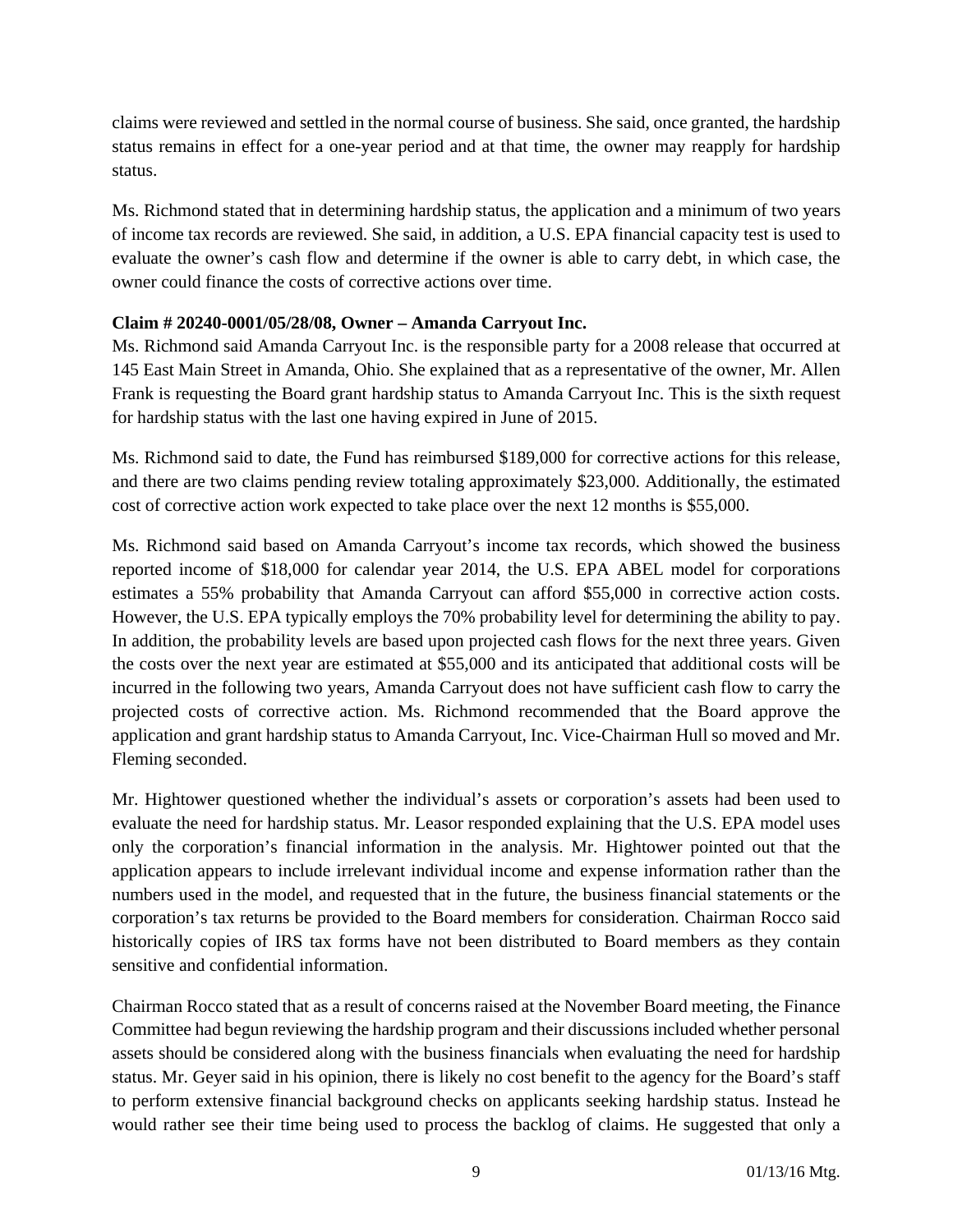claims were reviewed and settled in the normal course of business. She said, once granted, the hardship status remains in effect for a one-year period and at that time, the owner may reapply for hardship status.

Ms. Richmond stated that in determining hardship status, the application and a minimum of two years of income tax records are reviewed. She said, in addition, a U.S. EPA financial capacity test is used to evaluate the owner's cash flow and determine if the owner is able to carry debt, in which case, the owner could finance the costs of corrective actions over time.

**Claim # 20240-0001/05/28/08, Owner – Amanda Carryout Inc.**

Ms. Richmond said Amanda Carryout Inc. is the responsible party for a 2008 release that occurred at 145 East Main Street in Amanda, Ohio. She explained that as a representative of the owner, Mr. Allen Frank is requesting the Board grant hardship status to Amanda Carryout Inc. This is the sixth request for hardship status with the last one having expired in June of 2015.

Ms. Richmond said to date, the Fund has reimbursed $189,000 for corrective actions for this release, and there are two claims pending review totaling approximately $23,000. Additionally, the estimated cost of corrective action work expected to take place over the next 12 months is $55,000.

Ms. Richmond said based on Amanda Carryout's income tax records, which showed the business reported income of $18,000 for calendar year 2014, the U.S. EPA ABEL model for corporations estimates a 55% probability that Amanda Carryout can afford $55,000 in corrective action costs. However, the U.S. EPA typically employs the 70% probability level for determining the ability to pay. In addition, the probability levels are based upon projected cash flows for the next three years. Given the costs over the next year are estimated at $55,000 and its anticipated that additional costs will be incurred in the following two years, Amanda Carryout does not have sufficient cash flow to carry the projected costs of corrective action. Ms. Richmond recommended that the Board approve the application and grant hardship status to Amanda Carryout, Inc. Vice-Chairman Hull so moved and Mr. Fleming seconded.

Mr. Hightower questioned whether the individual's assets or corporation's assets had been used to evaluate the need for hardship status. Mr. Leasor responded explaining that the U.S. EPA model uses only the corporation's financial information in the analysis. Mr. Hightower pointed out that the application appears to include irrelevant individual income and expense information rather than the numbers used in the model, and requested that in the future, the business financial statements or the corporation's tax returns be provided to the Board members for consideration. Chairman Rocco said historically copies of IRS tax forms have not been distributed to Board members as they contain sensitive and confidential information.

Chairman Rocco stated that as a result of concerns raised at the November Board meeting, the Finance Committee had begun reviewing the hardship program and their discussions included whether personal assets should be considered along with the business financials when evaluating the need for hardship status. Mr. Geyer said in his opinion, there is likely no cost benefit to the agency for the Board's staff to perform extensive financial background checks on applicants seeking hardship status. Instead he would rather see their time being used to process the backlog of claims. He suggested that only a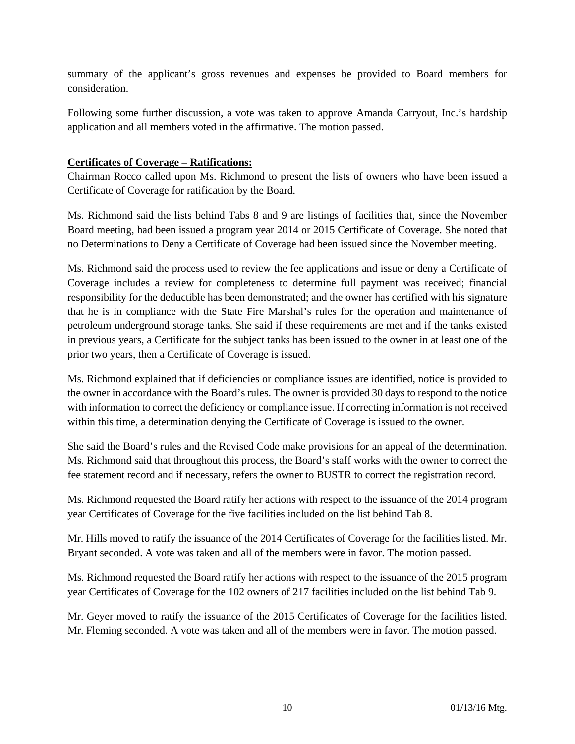summary of the applicant's gross revenues and expenses be provided to Board members for consideration.

Following some further discussion, a vote was taken to approve Amanda Carryout, Inc.'s hardship application and all members voted in the affirmative. The motion passed.

**Certificates of Coverage – Ratifications:**

Chairman Rocco called upon Ms. Richmond to present the lists of owners who have been issued a Certificate of Coverage for ratification by the Board.

Ms. Richmond said the lists behind Tabs 8 and 9 are listings of facilities that, since the November Board meeting, had been issued a program year 2014 or 2015 Certificate of Coverage. She noted that no Determinations to Deny a Certificate of Coverage had been issued since the November meeting.

Ms. Richmond said the process used to review the fee applications and issue or deny a Certificate of Coverage includes a review for completeness to determine full payment was received; financial responsibility for the deductible has been demonstrated; and the owner has certified with his signature that he is in compliance with the State Fire Marshal's rules for the operation and maintenance of petroleum underground storage tanks. She said if these requirements are met and if the tanks existed in previous years, a Certificate for the subject tanks has been issued to the owner in at least one of the prior two years, then a Certificate of Coverage is issued.

Ms. Richmond explained that if deficiencies or compliance issues are identified, notice is provided to the owner in accordance with the Board's rules. The owner is provided 30 days to respond to the notice with information to correct the deficiency or compliance issue. If correcting information is not received within this time, a determination denying the Certificate of Coverage is issued to the owner.

She said the Board's rules and the Revised Code make provisions for an appeal of the determination. Ms. Richmond said that throughout this process, the Board's staff works with the owner to correct the fee statement record and if necessary, refers the owner to BUSTR to correct the registration record.

Ms. Richmond requested the Board ratify her actions with respect to the issuance of the 2014 program year Certificates of Coverage for the five facilities included on the list behind Tab 8.

Mr. Hills moved to ratify the issuance of the 2014 Certificates of Coverage for the facilities listed. Mr. Bryant seconded. A vote was taken and all of the members were in favor. The motion passed.

Ms. Richmond requested the Board ratify her actions with respect to the issuance of the 2015 program year Certificates of Coverage for the 102 owners of 217 facilities included on the list behind Tab 9.

Mr. Geyer moved to ratify the issuance of the 2015 Certificates of Coverage for the facilities listed. Mr. Fleming seconded. A vote was taken and all of the members were in favor. The motion passed.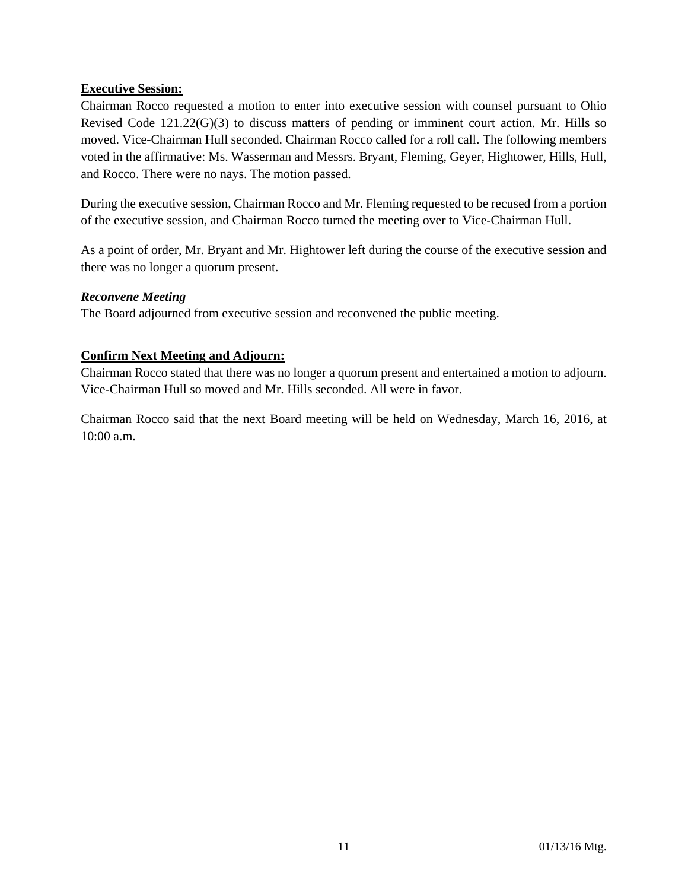**Executive Session:**

Chairman Rocco requested a motion to enter into executive session with counsel pursuant to Ohio Revised Code 121.22(G)(3) to discuss matters of pending or imminent court action. Mr. Hills so moved. Vice-Chairman Hull seconded. Chairman Rocco called for a roll call. The following members voted in the affirmative: Ms. Wasserman and Messrs. Bryant, Fleming, Geyer, Hightower, Hills, Hull, and Rocco. There were no nays. The motion passed.

During the executive session, Chairman Rocco and Mr. Fleming requested to be recused from a portion of the executive session, and Chairman Rocco turned the meeting over to Vice-Chairman Hull.

As a point of order, Mr. Bryant and Mr. Hightower left during the course of the executive session and there was no longer a quorum present.

***Reconvene Meeting***

The Board adjourned from executive session and reconvened the public meeting.

**Confirm Next Meeting and Adjourn:**

Chairman Rocco stated that there was no longer a quorum present and entertained a motion to adjourn. Vice-Chairman Hull so moved and Mr. Hills seconded. All were in favor.

Chairman Rocco said that the next Board meeting will be held on Wednesday, March 16, 2016, at 10:00 a.m.